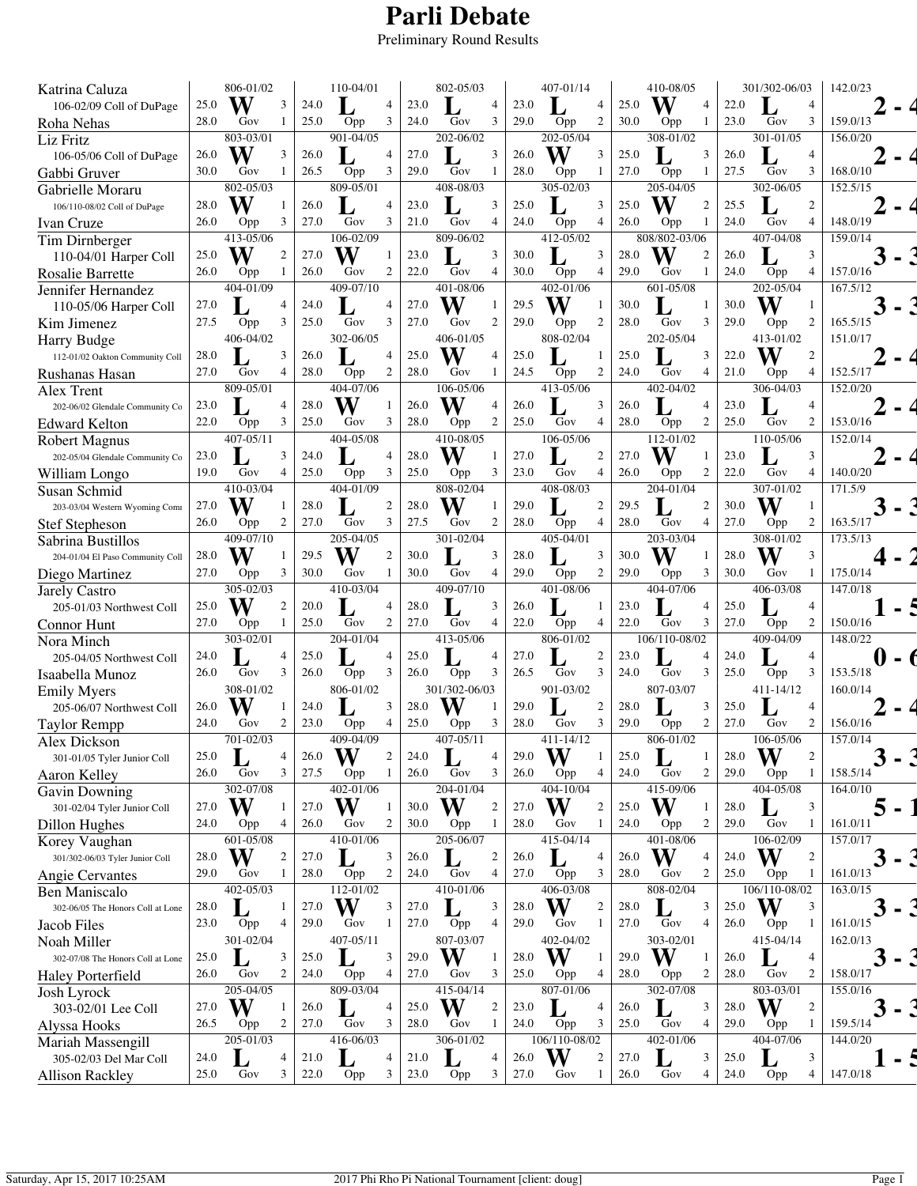# Parli Debate

Preliminary Round Results

| Team | Round 1 | Round 2 | Round 3 | Round 4 | Round 5 | Round 6 | Total | Record |
|---|---|---|---|---|---|---|---|---|
| Katrina Caluza — 106-02/09 Coll of DuPage | 806-01/02 W 25.0 3 | 110-04/01 L 24.0 4 | 802-05/03 L 23.0 4 | 407-01/14 L 23.0 4 | 410-08/05 W 25.0 4 | 301/302-06/03 L 22.0 4 | 142.0/23 | 2 - 4 |
| Roha Nehas | Gov 28.0 1 | Opp 25.0 3 | Gov 24.0 3 | Opp 29.0 2 | Opp 30.0 1 | Gov 23.0 3 | 159.0/13 | |
| Liz Fritz — 106-05/06 Coll of DuPage | 803-03/01 W 26.0 3 | 901-04/05 L 26.0 4 | 202-06/02 L 27.0 3 | 202-05/04 W 26.0 3 | 308-01/02 L 25.0 3 | 301-01/05 L 26.0 4 | 156.0/20 | 2 - 4 |
| Gabbi Gruver | Gov 30.0 1 | Opp 26.5 3 | Gov 29.0 1 | Opp 28.0 1 | Opp 27.0 1 | Gov 27.5 3 | 168.0/10 | |
| Gabrielle Moraru — 106/110-08/02 Coll of DuPage | 802-05/03 W 28.0 1 | 809-05/01 L 26.0 4 | 408-08/03 L 23.0 3 | 305-02/03 L 25.0 3 | 205-04/05 W 25.0 2 | 302-06/05 L 25.5 2 | 152.5/15 | 2 - 4 |
| Ivan Cruze | Opp 26.0 3 | Gov 27.0 3 | Gov 21.0 4 | Opp 24.0 4 | Opp 26.0 1 | Gov 24.0 4 | 148.0/19 | |
| Tim Dirnberger — 110-04/01 Harper Coll | 413-05/06 W 25.0 2 | 106-02/09 W 27.0 1 | 809-06/02 L 23.0 3 | 412-05/02 L 30.0 3 | 808/802-03/06 W 28.0 2 | 407-04/08 L 26.0 3 | 159.0/14 | 3 - 3 |
| Rosalie Barrette | Opp 26.0 1 | Gov 26.0 2 | Gov 22.0 4 | Opp 30.0 4 | Gov 29.0 1 | Opp 24.0 4 | 157.0/16 | |
| Jennifer Hernandez — 110-05/06 Harper Coll | 404-01/09 L 27.0 4 | 409-07/10 L 24.0 4 | 401-08/06 W 27.0 1 | 402-01/06 W 29.5 1 | 601-05/08 L 30.0 1 | 202-05/04 W 30.0 1 | 167.5/12 | 3 - 3 |
| Kim Jimenez | Opp 27.5 3 | Gov 25.0 3 | Gov 27.0 2 | Opp 29.0 2 | Gov 28.0 3 | Opp 29.0 2 | 165.5/15 | |
| Harry Budge — 112-01/02 Oakton Community Coll | 406-04/02 L 28.0 3 | 302-06/05 L 26.0 4 | 406-01/05 W 25.0 4 | 808-02/04 L 25.0 1 | 202-05/04 L 25.0 3 | 413-01/02 W 22.0 2 | 151.0/17 | 2 - 4 |
| Rushanas Hasan | Gov 27.0 4 | Opp 28.0 2 | Gov 28.0 1 | Opp 24.5 2 | Gov 24.0 4 | Opp 21.0 4 | 152.5/17 | |
| Alex Trent — 202-06/02 Glendale Community Co | 809-05/01 L 23.0 4 | 404-07/06 W 28.0 1 | 106-05/06 W 26.0 4 | 413-05/06 L 26.0 3 | 402-04/02 L 26.0 4 | 306-04/03 L 23.0 4 | 152.0/20 | 2 - 4 |
| Edward Kelton | Opp 22.0 3 | Gov 25.0 3 | Opp 28.0 3 | Gov 25.0 4 | Opp 28.0 2 | Gov 25.0 2 | 153.0/16 | |
| Robert Magnus — 202-05/04 Glendale Community Co | 407-05/11 L 23.0 3 | 404-05/08 L 24.0 4 | 410-08/05 W 28.0 1 | 106-05/06 L 27.0 2 | 112-01/02 W 27.0 1 | 110-05/06 L 23.0 3 | 152.0/14 | 2 - 4 |
| William Longo | Gov 19.0 4 | Opp 25.0 3 | Opp 25.0 3 | Gov 23.0 4 | Opp 26.0 2 | Gov 22.0 4 | 140.0/20 | |
| Susan Schmid — 203-03/04 Western Wyoming Comm | 410-03/04 W 27.0 1 | 404-01/09 L 28.0 2 | 808-02/04 W 28.0 1 | 408-08/03 L 29.0 2 | 204-01/04 L 29.5 2 | 307-01/02 W 30.0 1 | 171.5/9 | 3 - 3 |
| Stef Stepheson | Opp 26.0 2 | Gov 27.0 3 | Gov 27.5 2 | Opp 28.0 4 | Gov 28.0 4 | Opp 27.0 2 | 163.5/17 | |
| Sabrina Bustillos — 204-01/04 El Paso Community Coll | 409-07/10 W 28.0 1 | 205-04/05 W 29.5 2 | 301-02/04 L 30.0 3 | 405-04/01 L 28.0 3 | 203-03/04 W 30.0 1 | 308-01/02 W 28.0 3 | 173.5/13 | 4 - 2 |
| Diego Martinez | Opp 27.0 3 | Gov 30.0 1 | Gov 30.0 4 | Opp 29.0 2 | Opp 29.0 3 | Gov 30.0 1 | 175.0/14 | |
| Jarely Castro — 205-01/03 Northwest Coll | 305-02/03 W 25.0 2 | 410-03/04 L 20.0 4 | 409-07/10 L 28.0 3 | 401-08/06 L 26.0 1 | 404-07/06 L 23.0 4 | 406-03/08 L 25.0 4 | 147.0/18 | 1 - 5 |
| Connor Hunt | Opp 27.0 1 | Gov 25.0 2 | Gov 27.0 4 | Opp 22.0 4 | Gov 22.0 3 | Opp 27.0 2 | 150.0/16 | |
| Nora Minch — 205-04/05 Northwest Coll | 303-02/01 L 24.0 4 | 204-01/04 L 25.0 4 | 413-05/06 L 25.0 4 | 806-01/02 L 27.0 2 | 106/110-08/02 L 23.0 4 | 409-04/09 L 24.0 4 | 148.0/22 | 0 - 6 |
| Isaabella Munoz | Gov 26.0 3 | Opp 26.0 3 | Opp 26.0 3 | Gov 26.5 3 | Gov 24.0 3 | Opp 25.0 3 | 153.5/18 | |
| Emily Myers — 205-06/07 Northwest Coll | 308-01/02 W 26.0 1 | 806-01/02 L 24.0 3 | 301/302-06/03 W 28.0 1 | 901-03/02 L 29.0 2 | 807-03/07 L 28.0 3 | 411-14/12 L 25.0 4 | 160.0/14 | 2 - 4 |
| Taylor Rempp | Gov 24.0 2 | Opp 23.0 4 | Opp 25.0 3 | Gov 28.0 3 | Opp 29.0 2 | Gov 27.0 2 | 156.0/16 | |
| Alex Dickson — 301-01/05 Tyler Junior Coll | 701-02/03 L 25.0 4 | 409-04/09 W 26.0 2 | 407-05/11 L 24.0 4 | 411-14/12 W 29.0 1 | 806-01/02 L 25.0 1 | 106-05/06 W 28.0 2 | 157.0/14 | 3 - 3 |
| Aaron Kelley | Gov 26.0 3 | Opp 27.5 1 | Gov 26.0 3 | Opp 26.0 4 | Gov 24.0 2 | Opp 29.0 1 | 158.5/14 | |
| Gavin Downing — 301-02/04 Tyler Junior Coll | 302-07/08 W 27.0 1 | 402-01/06 W 27.0 1 | 204-01/04 W 30.0 2 | 404-10/04 W 27.0 2 | 415-09/06 W 25.0 1 | 404-05/08 L 28.0 3 | 164.0/10 | 5 - 1 |
| Dillon Hughes | Opp 24.0 4 | Gov 26.0 2 | Opp 30.0 1 | Gov 28.0 1 | Opp 24.0 2 | Gov 29.0 1 | 161.0/11 | |
| Korey Vaughan — 301/302-06/03 Tyler Junior Coll | 601-05/08 W 28.0 2 | 410-01/06 L 27.0 3 | 205-06/07 L 26.0 2 | 415-04/14 L 26.0 4 | 401-08/06 W 26.0 4 | 106-02/09 W 24.0 2 | 157.0/17 | 3 - 3 |
| Angie Cervantes | Gov 29.0 1 | Opp 28.0 2 | Gov 24.0 4 | Opp 27.0 3 | Gov 28.0 2 | Opp 25.0 1 | 161.0/13 | |
| Ben Maniscalo — 302-06/05 The Honors Coll at Lone | 402-05/03 L 28.0 1 | 112-01/02 W 27.0 3 | 410-01/06 L 27.0 3 | 406-03/08 W 28.0 2 | 808-02/04 L 28.0 3 | 106/110-08/02 W 25.0 3 | 163.0/15 | 3 - 3 |
| Jacob Files | Opp 23.0 4 | Gov 29.0 1 | Opp 27.0 4 | Gov 29.0 1 | Gov 27.0 4 | Opp 26.0 1 | 161.0/15 | |
| Noah Miller — 302-07/08 The Honors Coll at Lone | 301-02/04 L 25.0 3 | 407-05/11 L 25.0 3 | 807-03/07 W 29.0 1 | 402-04/02 W 28.0 1 | 303-02/01 W 29.0 1 | 415-04/14 L 26.0 4 | 162.0/13 | 3 - 3 |
| Haley Porterfield | Gov 26.0 2 | Opp 24.0 4 | Gov 27.0 3 | Opp 25.0 4 | Opp 28.0 2 | Gov 28.0 2 | 158.0/17 | |
| Josh Lyrock — 303-02/01 Lee Coll | 205-04/05 W 27.0 1 | 809-03/04 L 26.0 4 | 415-04/14 W 25.0 2 | 807-01/06 L 23.0 4 | 302-07/08 L 26.0 3 | 803-03/01 W 28.0 2 | 155.0/16 | 3 - 3 |
| Alyssa Hooks | Opp 26.5 2 | Gov 27.0 3 | Gov 28.0 1 | Opp 24.0 3 | Gov 25.0 4 | Opp 29.0 1 | 159.5/14 | |
| Mariah Massengill — 305-02/03 Del Mar Coll | 205-01/03 L 24.0 4 | 416-06/03 L 21.0 4 | 306-01/02 L 21.0 4 | 106/110-08/02 W 26.0 2 | 402-01/06 L 27.0 3 | 404-07/06 L 25.0 3 | 144.0/20 | 1 - 5 |
| Allison Rackley | Gov 25.0 3 | Opp 22.0 3 | Opp 23.0 3 | Gov 27.0 1 | Gov 26.0 4 | Opp 24.0 4 | 147.0/18 | |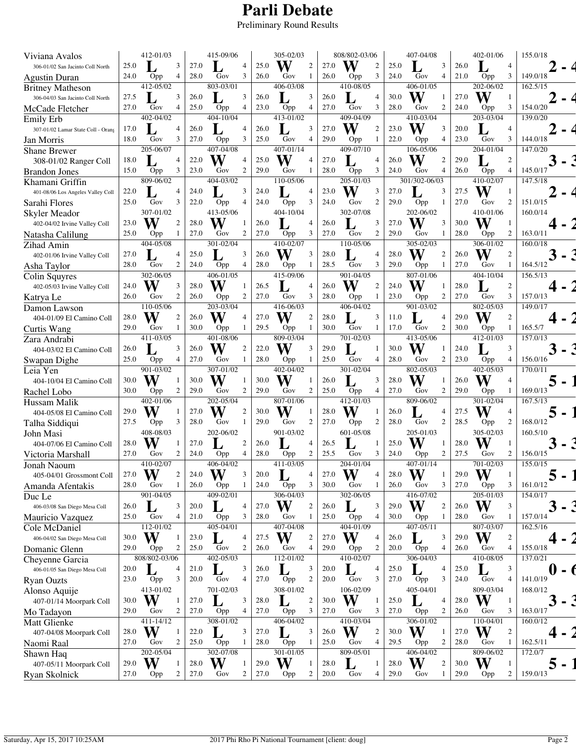# Parli Debate

Preliminary Round Results

Each round cell shows: opponent code, result, side, and first/second speaker points with speaker ranks in parentheses.

| Team | Round 1 | Round 2 | Round 3 | Round 4 | Round 5 | Round 6 | Totals | Record |
|---|---|---|---|---|---|---|---|---|
| Viviana Avalos / Agustin Duran (306-01/02 San Jacinto Coll North) | 412-01/03: L, Opp; 25.0 (3), 24.0 (4) | 415-09/06: L, Gov; 27.0 (4), 28.0 (3) | 305-02/03: W, Gov; 25.0 (2), 26.0 (1) | 808/802-03/06: W, Opp; 27.0 (2), 26.0 (3) | 407-04/08: L, Gov; 25.0 (3), 24.0 (4) | 402-01/06: L, Opp; 26.0 (4), 21.0 (3) | 155.0/18; 149.0/18 | 2 - 4 |
| Britney Matheson / McCade Fletcher (306-04/03 San Jacinto Coll North) | 412-05/02: L, Gov; 27.5 (3), 27.0 (4) | 803-03/01: L, Opp; 26.0 (3), 25.0 (4) | 406-03/08: L, Opp; 26.0 (3), 23.0 (4) | 410-08/05: L, Gov; 26.0 (4), 27.0 (3) | 406-01/05: W, Gov; 30.0 (1), 28.0 (2) | 202-06/02: W, Opp; 27.0 (1), 24.0 (3) | 162.5/15; 154.0/20 | 2 - 4 |
| Emily Erb / Jan Morris (307-01/02 Lamar State Coll - Orang) | 402-04/02: L, Gov; 17.0 (4), 18.0 (3) | 404-10/04: L, Opp; 26.0 (4), 27.0 (3) | 413-01/02: L, Gov; 26.0 (3), 25.0 (4) | 409-04/09: W, Opp; 27.0 (2), 29.0 (1) | 410-03/04: W, Opp; 23.0 (3), 22.0 (4) | 203-03/04: L, Gov; 20.0 (4), 23.0 (3) | 139.0/20; 144.0/18 | 2 - 4 |
| Shane Brewer / Brandon Jones (308-01/02 Ranger Coll) | 205-06/07: L, Opp; 18.0 (4), 15.0 (3) | 407-04/08: W, Gov; 22.0 (4), 23.0 (3) | 407-01/14: W, Gov; 25.0 (4), 29.0 (1) | 409-07/10: L, Opp; 27.0 (4), 28.0 (3) | 106-05/06: W, Gov; 26.0 (2), 24.0 (4) | 204-01/04: L, Opp; 29.0 (2), 26.0 (4) | 147.0/20; 145.0/17 | 3 - 3 |
| Khamani Griffin / Sarahi Flores (401-08/06 Los Angeles Valley Coll) | 809-06/02: L, Gov; 22.0 (4), 25.0 (3) | 404-03/02: L, Opp; 24.0 (3), 22.0 (4) | 110-05/06: L, Opp; 24.0 (4), 24.0 (3) | 205-01/03: W, Gov; 23.0 (3), 24.0 (2) | 301/302-06/03: L, Opp; 27.0 (3), 29.0 (1) | 410-02/07: W, Gov; 27.5 (1), 27.0 (2) | 147.5/18; 151.0/15 | 2 - 4 |
| Skyler Meador / Natasha Calilung (402-04/02 Irvine Valley Coll) | 307-01/02: W, Opp; 23.0 (2), 25.0 (1) | 413-05/06: W, Gov; 28.0 (1), 27.0 (2) | 404-10/04: L, Opp; 26.0 (4), 27.0 (3) | 302-07/08: L, Gov; 26.0 (3), 27.0 (2) | 202-06/02: W, Gov; 27.0 (3), 29.0 (1) | 410-01/06: W, Opp; 30.0 (1), 28.0 (2) | 160.0/14; 163.0/11 | 4 - 2 |
| Zihad Amin / Asha Taylor (402-01/06 Irvine Valley Coll) | 404-05/08: L, Opp; 27.0 (4), 28.0 (2) | 301-02/04: L, Opp; 25.0 (3), 24.0 (4) | 410-02/07: W, Opp; 26.0 (3), 28.0 (1) | 110-05/06: L, Gov; 28.0 (4), 28.5 (3) | 305-02/03: W, Opp; 28.0 (2), 29.0 (1) | 306-01/02: W, Gov; 26.0 (2), 27.0 (1) | 160.0/18; 164.5/12 | 3 - 3 |
| Colin Squyres / Katrya Le (402-05/03 Irvine Valley Coll) | 302-06/05: W, Gov; 24.0 (3), 26.0 (2) | 406-01/05: W, Opp; 28.0 (1), 26.0 (2) | 415-09/06: L, Gov; 26.5 (4), 27.0 (3) | 901-04/05: W, Opp; 26.0 (2), 28.0 (1) | 807-01/06: W, Opp; 24.0 (1), 23.0 (2) | 404-10/04: L, Gov; 28.0 (2), 27.0 (3) | 156.5/13; 157.0/13 | 4 - 2 |
| Damon Lawson / Curtis Wang (404-01/09 El Camino Coll) | 110-05/06: W, Gov; 28.0 (2), 29.0 (1) | 203-03/04: W, Opp; 26.0 (4), 30.0 (1) | 416-06/03: W, Opp; 27.0 (2), 29.5 (1) | 406-04/02: L, Gov; 28.0 (3), 30.0 (1) | 901-03/02: L, Gov; 11.0 (4), 17.0 (2) | 802-05/03: W, Opp; 29.0 (2), 30.0 (1) | 149.0/17; 165.5/7 | 4 - 2 |
| Zara Andrabi / Swapan Dighe (404-03/02 El Camino Coll) | 411-03/05: L, Opp; 26.0 (3), 25.0 (4) | 401-08/06: W, Gov; 26.0 (2), 27.0 (1) | 809-03/04: W, Opp; 22.0 (3), 28.0 (1) | 701-02/03: L, Gov; 29.0 (1), 25.0 (4) | 413-05/06: W, Gov; 30.0 (1), 28.0 (2) | 412-01/03: L, Opp; 24.0 (3), 23.0 (4) | 157.0/13; 156.0/16 | 3 - 3 |
| Leia Yen / Rachel Lobo (404-10/04 El Camino Coll) | 901-03/02: W, Opp; 30.0 (1), 30.0 (2) | 307-01/02: W, Gov; 30.0 (1), 29.0 (2) | 402-04/02: W, Gov; 30.0 (1), 29.0 (2) | 301-02/04: L, Opp; 26.0 (3), 25.0 (4) | 802-05/03: W, Gov; 28.0 (1), 27.0 (2) | 402-05/03: W, Opp; 26.0 (4), 29.0 (1) | 170.0/11; 169.0/13 | 5 - 1 |
| Hussam Malik / Talha Siddiqui (404-05/08 El Camino Coll) | 402-01/06: W, Opp; 29.0 (1), 27.5 (3) | 202-05/04: W, Gov; 27.0 (2), 28.0 (1) | 807-01/06: W, Gov; 30.0 (1), 29.0 (2) | 412-01/03: W, Opp; 28.0 (1), 27.0 (2) | 809-06/02: L, Gov; 26.0 (4), 28.0 (2) | 301-02/04: W, Opp; 27.5 (4), 28.5 (2) | 167.5/13; 168.0/12 | 5 - 1 |
| John Masi / Victoria Marshall (404-07/06 El Camino Coll) | 408-08/03: W, Gov; 28.0 (1), 27.0 (2) | 202-06/02: L, Opp; 27.0 (2), 24.0 (4) | 901-03/02: L, Opp; 26.0 (4), 28.0 (2) | 601-05/08: L, Gov; 26.5 (1), 25.5 (3) | 205-01/03: W, Opp; 25.0 (1), 24.0 (2) | 305-02/03: W, Gov; 28.0 (1), 27.5 (2) | 160.5/10; 156.0/15 | 3 - 3 |
| Jonah Naoum / Amanda Afentakis (405-04/01 Grossmont Coll) | 410-02/07: W, Gov; 27.0 (2), 28.0 (1) | 406-04/02: W, Opp; 24.0 (3), 26.0 (1) | 411-03/05: L, Opp; 20.0 (4), 24.0 (3) | 204-01/04: W, Gov; 27.0 (4), 30.0 (1) | 407-01/14: W, Gov; 28.0 (1), 26.0 (3) | 701-02/03: W, Opp; 29.0 (1), 27.0 (3) | 155.0/15; 161.0/12 | 5 - 1 |
| Duc Le / Mauricio Vazquez (406-03/08 San Diego Mesa Coll) | 901-04/05: L, Gov; 26.0 (3), 25.0 (4) | 409-02/01: L, Opp; 20.0 (4), 21.0 (3) | 306-04/03: W, Gov; 27.0 (2), 28.0 (1) | 302-06/05: L, Opp; 26.0 (3), 25.0 (4) | 416-07/02: W, Opp; 29.0 (2), 30.0 (1) | 205-01/03: W, Gov; 26.0 (3), 28.0 (1) | 154.0/17; 157.0/14 | 3 - 3 |
| Cole McDaniel / Domanic Glenn (406-04/02 San Diego Mesa Coll) | 112-01/02: W, Opp; 30.0 (1), 29.0 (2) | 405-04/01: L, Gov; 23.0 (4), 25.0 (2) | 407-04/08: W, Gov; 27.5 (2), 26.0 (4) | 404-01/09: W, Opp; 27.0 (4), 29.0 (2) | 407-05/11: L, Opp; 26.0 (3), 20.0 (4) | 807-03/07: W, Gov; 29.0 (2), 26.0 (4) | 162.5/16; 155.0/18 | 4 - 2 |
| Cheyenne Garcia / Ryan Ouzts (406-01/05 San Diego Mesa Coll) | 808/802-03/06: L, Opp; 20.0 (4), 23.0 (3) | 402-05/03: L, Gov; 21.0 (3), 20.0 (4) | 112-01/02: L, Opp; 26.0 (3), 27.0 (2) | 410-02/07: L, Gov; 20.0 (4), 20.0 (3) | 306-04/03: L, Opp; 25.0 (4), 27.0 (3) | 410-08/05: L, Gov; 25.0 (3), 24.0 (4) | 137.0/21; 141.0/19 | 0 - 6 |
| Alonso Aquije / Mo Tadayon (407-01/14 Moorpark Coll) | 413-01/02: W, Gov; 30.0 (1), 29.0 (2) | 701-02/03: L, Opp; 27.0 (3), 27.0 (4) | 308-01/02: L, Opp; 28.0 (2), 27.0 (3) | 106-02/09: W, Gov; 30.0 (1), 27.0 (3) | 405-04/01: L, Opp; 25.0 (4), 27.0 (2) | 809-03/04: W, Gov; 28.0 (1), 26.0 (3) | 168.0/12; 163.0/17 | 3 - 3 |
| Matt Glienke / Naomi Raal (407-04/08 Moorpark Coll) | 411-14/12: W, Gov; 28.0 (1), 27.0 (2) | 308-01/02: L, Opp; 22.0 (3), 25.0 (1) | 406-04/02: L, Opp; 27.0 (3), 28.0 (1) | 410-03/04: W, Gov; 26.0 (2), 25.0 (4) | 306-01/02: W, Opp; 30.0 (1), 29.5 (2) | 110-04/01: W, Gov; 27.0 (2), 28.0 (1) | 160.0/12; 162.5/11 | 4 - 2 |
| Shawn Haq / Ryan Skolnick (407-05/11 Moorpark Coll) | 202-05/04: W, Opp; 29.0 (1), 27.0 (2) | 302-07/08: W, Gov; 28.0 (1), 27.0 (2) | 301-01/05: W, Opp; 29.0 (1), 27.0 (2) | 809-05/01: L, Gov; 28.0 (1), 20.0 (4) | 406-04/02: W, Gov; 28.0 (2), 29.0 (1) | 809-06/02: W, Opp; 30.0 (1), 29.0 (2) | 172.0/7; 159.0/13 | 5 - 1 |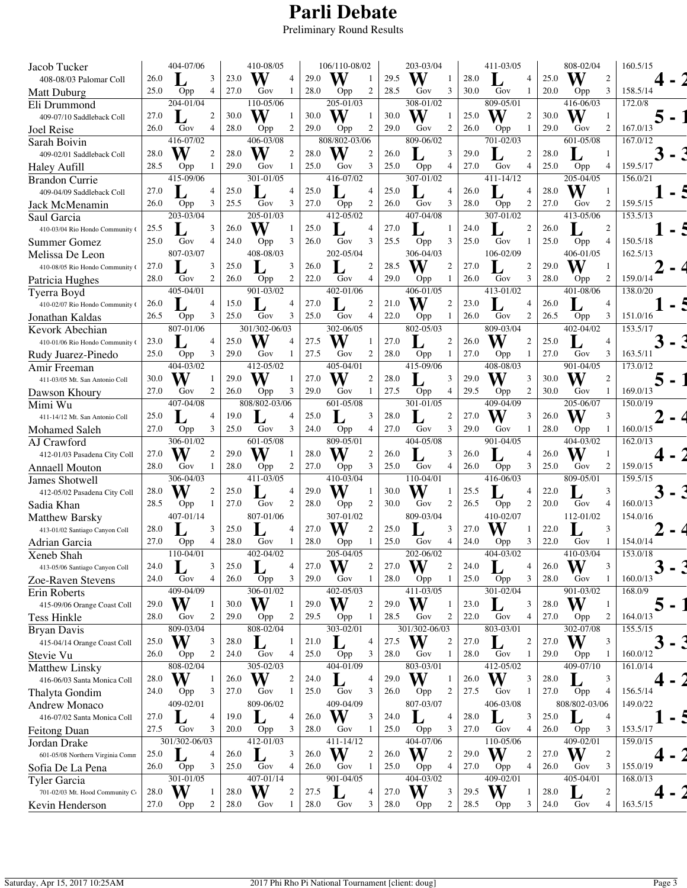# Parli Debate

Preliminary Round Results

| Team | Round 1 | Round 2 | Round 3 | Round 4 | Round 5 | Round 6 | Points | Record |
|---|---|---|---|---|---|---|---|---|
| Jacob Tucker / Matt Duburg (408-08/03 Palomar Coll) | 404-07/06 L 26.0 3 / 25.0 Opp 4 | 410-08/05 W 23.0 4 / 27.0 Gov 1 | 106/110-08/02 W 29.0 1 / 28.0 Opp 2 | 203-03/04 W 29.5 1 / 28.5 Gov 3 | 411-03/05 L 28.0 4 / 30.0 Gov 1 | 808-02/04 W 25.0 2 / 20.0 Opp 3 | 160.5/15 / 158.5/14 | 4 - 2 |
| Eli Drummond / Joel Reise (409-07/10 Saddleback Coll) | 204-01/04 L 27.0 2 / 26.0 Gov 4 | 110-05/06 W 30.0 1 / 28.0 Opp 2 | 205-01/03 W 30.0 1 / 29.0 Opp 2 | 308-01/02 W 30.0 1 / 29.0 Gov 2 | 809-05/01 W 25.0 2 / 26.0 Opp 1 | 416-06/03 W 30.0 1 / 29.0 Gov 2 | 172.0/8 / 167.0/13 | 5 - 1 |
| Sarah Boivin / Haley Aufill (409-02/01 Saddleback Coll) | 416-07/02 W 28.0 2 / 28.5 Opp 1 | 406-03/08 W 28.0 2 / 29.0 Gov 1 | 808/802-03/06 W 28.0 2 / 25.0 Gov 3 | 809-06/02 L 26.0 3 / 25.0 Opp 4 | 701-02/03 L 29.0 2 / 27.0 Gov 4 | 601-05/08 L 28.0 1 / 25.0 Opp 4 | 167.0/12 / 159.5/17 | 3 - 3 |
| Brandon Currie / Jack McMenamin (409-04/09 Saddleback Coll) | 415-09/06 L 27.0 4 / 26.0 Opp 3 | 301-01/05 L 25.0 4 / 25.5 Gov 3 | 416-07/02 L 25.0 4 / 27.0 Opp 2 | 307-01/02 L 25.0 4 / 26.0 Gov 3 | 411-14/12 L 26.0 4 / 28.0 Opp 2 | 205-04/05 W 28.0 1 / 27.0 Gov 2 | 156.0/21 / 159.5/15 | 1 - 5 |
| Saul Garcia / Summer Gomez (410-03/04 Rio Hondo Community C) | 203-03/04 L 25.5 3 / 25.0 Gov 4 | 205-01/03 W 26.0 1 / 24.0 Opp 3 | 412-05/02 L 25.0 4 / 26.0 Gov 3 | 407-04/08 L 27.0 1 / 25.5 Opp 3 | 307-01/02 L 24.0 2 / 25.0 Gov 1 | 413-05/06 L 26.0 2 / 25.0 Opp 4 | 153.5/13 / 150.5/18 | 1 - 5 |
| Melissa De Leon / Patricia Hughes (410-08/05 Rio Hondo Community C) | 807-03/07 L 27.0 3 / 28.0 Gov 2 | 408-08/03 L 25.0 3 / 26.0 Opp 2 | 202-05/04 L 26.0 2 / 22.0 Gov 4 | 306-04/03 W 28.5 2 / 29.0 Opp 1 | 106-02/09 L 27.0 2 / 26.0 Gov 3 | 406-01/05 W 29.0 1 / 28.0 Opp 2 | 162.5/13 / 159.0/14 | 2 - 4 |
| Tyerra Boyd / Jonathan Kaldas (410-02/07 Rio Hondo Community C) | 405-04/01 L 26.0 4 / 26.5 Opp 3 | 901-03/02 L 15.0 4 / 25.0 Gov 3 | 402-01/06 L 27.0 2 / 25.0 Gov 4 | 406-01/05 W 21.0 2 / 22.0 Opp 1 | 413-01/02 L 23.0 4 / 26.0 Gov 2 | 401-08/06 L 26.0 4 / 26.5 Opp 3 | 138.0/20 / 151.0/16 | 1 - 5 |
| Kevork Abechian / Rudy Juarez-Pinedo (410-01/06 Rio Hondo Community C) | 807-01/06 L 23.0 4 / 25.0 Opp 3 | 301/302-06/03 W 25.0 4 / 29.0 Gov 1 | 302-06/05 W 27.5 1 / 27.5 Gov 2 | 802-05/03 L 27.0 2 / 28.0 Opp 1 | 809-03/04 W 26.0 2 / 27.0 Opp 1 | 402-04/02 L 25.0 4 / 27.0 Gov 3 | 153.5/17 / 163.5/11 | 3 - 3 |
| Amir Freeman / Dawson Khoury (411-03/05 Mt. San Antonio Coll) | 404-03/02 W 30.0 1 / 27.0 Gov 2 | 412-05/02 W 29.0 1 / 26.0 Opp 3 | 405-04/01 W 27.0 2 / 29.0 Gov 1 | 415-09/06 L 28.0 3 / 27.5 Opp 4 | 408-08/03 W 29.0 3 / 29.5 Opp 2 | 901-04/05 W 30.0 2 / 30.0 Gov 1 | 173.0/12 / 169.0/13 | 5 - 1 |
| Mimi Wu / Mohamed Saleh (411-14/12 Mt. San Antonio Coll) | 407-04/08 L 25.0 4 / 27.0 Opp 3 | 808/802-03/06 L 19.0 4 / 25.0 Gov 3 | 601-05/08 L 25.0 3 / 24.0 Opp 4 | 301-01/05 L 28.0 2 / 27.0 Gov 3 | 409-04/09 W 27.0 3 / 29.0 Gov 1 | 205-06/07 W 26.0 3 / 28.0 Opp 1 | 150.0/19 / 160.0/15 | 2 - 4 |
| AJ Crawford / Annaell Mouton (412-01/03 Pasadena City Coll) | 306-01/02 W 27.0 2 / 28.0 Gov 1 | 601-05/08 W 29.0 1 / 28.0 Opp 2 | 809-05/01 W 28.0 2 / 27.0 Opp 3 | 404-05/08 L 26.0 3 / 25.0 Gov 4 | 901-04/05 L 26.0 4 / 26.0 Opp 3 | 404-03/02 W 26.0 1 / 25.0 Gov 2 | 162.0/13 / 159.0/15 | 4 - 2 |
| James Shotwell / Sadia Khan (412-05/02 Pasadena City Coll) | 306-04/03 W 28.0 2 / 28.5 Opp 1 | 411-03/05 L 25.0 4 / 27.0 Gov 2 | 410-03/04 W 29.0 1 / 28.0 Opp 2 | 110-04/01 W 30.0 1 / 30.0 Gov 2 | 416-06/03 L 25.5 4 / 26.5 Opp 2 | 809-05/01 L 22.0 3 / 20.0 Gov 4 | 159.5/15 / 160.0/13 | 3 - 3 |
| Matthew Barsky / Adrian Garcia (413-01/02 Santiago Canyon Coll) | 407-01/14 L 28.0 3 / 27.0 Opp 4 | 807-01/06 L 25.0 4 / 28.0 Gov 1 | 307-01/02 W 27.0 2 / 28.0 Opp 1 | 809-03/04 L 25.0 3 / 25.0 Gov 4 | 410-02/07 W 27.0 1 / 24.0 Opp 3 | 112-01/02 L 22.0 3 / 22.0 Gov 1 | 154.0/16 / 154.0/14 | 2 - 4 |
| Xeneb Shah / Zoe-Raven Stevens (413-05/06 Santiago Canyon Coll) | 110-04/01 L 24.0 3 / 24.0 Gov 4 | 402-04/02 L 25.0 4 / 26.0 Opp 3 | 205-04/05 W 27.0 2 / 29.0 Gov 1 | 202-06/02 W 27.0 2 / 28.0 Opp 1 | 404-03/02 L 24.0 4 / 25.0 Opp 3 | 410-03/04 W 26.0 3 / 28.0 Gov 1 | 153.0/18 / 160.0/13 | 3 - 3 |
| Erin Roberts / Tess Hinkle (415-09/06 Orange Coast Coll) | 409-04/09 W 29.0 1 / 28.0 Gov 2 | 306-01/02 W 30.0 1 / 29.0 Opp 2 | 402-05/03 W 29.0 2 / 29.5 Opp 1 | 411-03/05 W 29.0 1 / 28.5 Gov 2 | 301-02/04 L 23.0 3 / 22.0 Gov 4 | 901-03/02 W 28.0 1 / 27.0 Opp 2 | 168.0/9 / 164.0/13 | 5 - 1 |
| Bryan Davis / Stevie Vu (415-04/14 Orange Coast Coll) | 809-03/04 W 25.0 3 / 26.0 Opp 2 | 808-02/04 L 28.0 1 / 24.0 Gov 4 | 303-02/01 L 21.0 4 / 25.0 Opp 3 | 301/302-06/03 W 27.5 2 / 28.0 Gov 1 | 803-03/01 L 27.0 2 / 28.0 Gov 1 | 302-07/08 W 27.0 3 / 29.0 Opp 1 | 155.5/15 / 160.0/12 | 3 - 3 |
| Matthew Linsky / Thalyta Gondim (416-06/03 Santa Monica Coll) | 808-02/04 W 28.0 1 / 24.0 Opp 3 | 305-02/03 W 26.0 2 / 27.0 Gov 1 | 404-01/09 L 24.0 4 / 25.0 Gov 3 | 803-03/01 W 29.0 1 / 26.0 Opp 2 | 412-05/02 W 26.0 3 / 27.5 Gov 1 | 409-07/10 L 28.0 3 / 27.0 Opp 4 | 161.0/14 / 156.5/14 | 4 - 2 |
| Andrew Monaco / Feitong Duan (416-07/02 Santa Monica Coll) | 409-02/01 L 27.0 4 / 27.5 Gov 3 | 809-06/02 L 19.0 4 / 20.0 Opp 3 | 409-04/09 W 26.0 3 / 28.0 Gov 1 | 807-03/07 L 24.0 4 / 25.0 Opp 3 | 406-03/08 L 28.0 3 / 27.0 Gov 4 | 808/802-03/06 L 25.0 4 / 26.0 Opp 3 | 149.0/22 / 153.5/17 | 1 - 5 |
| Jordan Drake / Sofia De La Pena (601-05/08 Northern Virginia Comm) | 301/302-06/03 L 25.0 4 / 26.0 Opp 3 | 412-01/03 L 26.0 3 / 25.0 Gov 4 | 411-14/12 W 26.0 2 / 26.0 Gov 1 | 404-07/06 W 26.0 2 / 25.0 Opp 4 | 110-05/06 W 29.0 2 / 27.0 Opp 4 | 409-02/01 W 27.0 2 / 26.0 Gov 3 | 159.0/15 / 155.0/19 | 4 - 2 |
| Tyler Garcia / Kevin Henderson (701-02/03 Mt. Hood Community C) | 301-01/05 W 28.0 1 / 27.0 Opp 2 | 407-01/14 W 28.0 2 / 28.0 Gov 1 | 901-04/05 L 27.5 4 / 28.0 Gov 3 | 404-03/02 W 27.0 3 / 28.0 Opp 2 | 409-02/01 W 29.5 1 / 28.5 Opp 3 | 405-04/01 L 28.0 2 / 24.0 Gov 4 | 168.0/13 / 163.5/15 | 4 - 2 |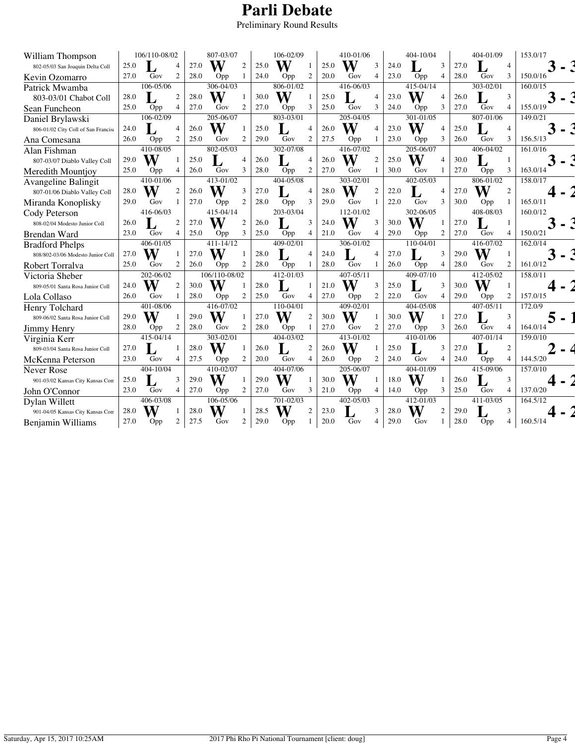# Parli Debate

Preliminary Round Results

| | | | | | | | |
|---|---|---|---|---|---|---|---|
| William Thompson<br>802-05/03 San Joaquin Delta Coll<br>Kevin Ozomarro | 106/110-08/02<br>25.0 L 4<br>27.0 Gov 2 | 807-03/07<br>27.0 W 2<br>28.0 Opp 1 | 106-02/09<br>25.0 W 1<br>24.0 Opp 2 | 410-01/06<br>25.0 W 3<br>20.0 Gov 4 | 404-10/04<br>24.0 L 3<br>23.0 Opp 4 | 404-01/09<br>27.0 L 4<br>28.0 Gov 3 | 153.0/17<br>3 - 3<br>150.0/16 |
| Patrick Mwamba<br>803-03/01 Chabot Coll<br>Sean Funcheon | 106-05/06<br>28.0 L 2<br>25.0 Opp 4 | 306-04/03<br>28.0 W 1<br>27.0 Gov 2 | 806-01/02<br>30.0 W 1<br>27.0 Opp 3 | 416-06/03<br>25.0 L 4<br>25.0 Gov 3 | 415-04/14<br>23.0 W 4<br>24.0 Opp 3 | 303-02/01<br>26.0 L 3<br>27.0 Gov 4 | 160.0/15<br>3 - 3<br>155.0/19 |
| Daniel Brylawski<br>806-01/02 City Coll of San Francisc<br>Ana Comesana | 106-02/09<br>24.0 L 4<br>26.0 Opp 2 | 205-06/07<br>26.0 W 1<br>25.0 Gov 2 | 803-03/01<br>25.0 L 4<br>29.0 Gov 2 | 205-04/05<br>26.0 W 4<br>27.5 Opp 1 | 301-01/05<br>23.0 W 4<br>23.0 Opp 3 | 807-01/06<br>25.0 L 4<br>26.0 Gov 3 | 149.0/21<br>3 - 3<br>156.5/13 |
| Alan Fishman<br>807-03/07 Diablo Valley Coll<br>Meredith Mountjoy | 410-08/05<br>29.0 W 1<br>25.0 Opp 4 | 802-05/03<br>25.0 L 4<br>26.0 Gov 3 | 302-07/08<br>26.0 L 4<br>28.0 Opp 2 | 416-07/02<br>26.0 W 2<br>27.0 Gov 1 | 205-06/07<br>25.0 W 4<br>30.0 Gov 1 | 406-04/02<br>30.0 L 1<br>27.0 Opp 3 | 161.0/16<br>3 - 3<br>163.0/14 |
| Avangeline Balingit<br>807-01/06 Diablo Valley Coll<br>Miranda Konoplisky | 410-01/06<br>28.0 W 2<br>29.0 Gov 1 | 413-01/02<br>26.0 W 3<br>27.0 Opp 2 | 404-05/08<br>27.0 L 4<br>28.0 Opp 3 | 303-02/01<br>28.0 W 2<br>29.0 Gov 1 | 402-05/03<br>22.0 L 4<br>22.0 Gov 3 | 806-01/02<br>27.0 W 2<br>30.0 Opp 1 | 158.0/17<br>4 - 2<br>165.0/11 |
| Cody Peterson<br>808-02/04 Modesto Junior Coll<br>Brendan Ward | 416-06/03<br>26.0 L 2<br>23.0 Gov 4 | 415-04/14<br>27.0 W 2<br>25.0 Opp 3 | 203-03/04<br>26.0 L 3<br>25.0 Opp 4 | 112-01/02<br>24.0 W 3<br>21.0 Gov 4 | 302-06/05<br>30.0 W 1<br>29.0 Opp 2 | 408-08/03<br>27.0 L 1<br>27.0 Gov 4 | 160.0/12<br>3 - 3<br>150.0/21 |
| Bradford Phelps<br>808/802-03/06 Modesto Junior Coll<br>Robert Torralva | 406-01/05<br>27.0 W 1<br>25.0 Gov 2 | 411-14/12<br>27.0 W 1<br>26.0 Opp 2 | 409-02/01<br>28.0 L 4<br>28.0 Opp 1 | 306-01/02<br>24.0 L 4<br>28.0 Gov 1 | 110-04/01<br>27.0 L 3<br>26.0 Opp 4 | 416-07/02<br>29.0 W 1<br>28.0 Gov 2 | 162.0/14<br>3 - 3<br>161.0/12 |
| Victoria Sheber<br>809-05/01 Santa Rosa Junior Coll<br>Lola Collaso | 202-06/02<br>24.0 W 2<br>26.0 Gov 1 | 106/110-08/02<br>30.0 W 1<br>28.0 Opp 2 | 412-01/03<br>28.0 L 1<br>25.0 Gov 4 | 407-05/11<br>21.0 W 3<br>27.0 Opp 2 | 409-07/10<br>25.0 L 3<br>22.0 Gov 4 | 412-05/02<br>30.0 W 1<br>29.0 Opp 2 | 158.0/11<br>4 - 2<br>157.0/15 |
| Henry Tolchard<br>809-06/02 Santa Rosa Junior Coll<br>Jimmy Henry | 401-08/06<br>29.0 W 1<br>28.0 Opp 2 | 416-07/02<br>29.0 W 1<br>28.0 Gov 2 | 110-04/01<br>27.0 W 2<br>28.0 Opp 1 | 409-02/01<br>30.0 W 1<br>27.0 Gov 2 | 404-05/08<br>30.0 W 1<br>27.0 Opp 3 | 407-05/11<br>27.0 L 3<br>26.0 Gov 4 | 172.0/9<br>5 - 1<br>164.0/14 |
| Virginia Kerr<br>809-03/04 Santa Rosa Junior Coll<br>McKenna Peterson | 415-04/14<br>27.0 L 1<br>23.0 Gov 4 | 303-02/01<br>28.0 W 1<br>27.5 Opp 2 | 404-03/02<br>26.0 L 2<br>20.0 Gov 4 | 413-01/02<br>26.0 W 1<br>26.0 Opp 2 | 410-01/06<br>25.0 L 3<br>24.0 Gov 4 | 407-01/14<br>27.0 L 2<br>24.0 Opp 4 | 159.0/10<br>2 - 4<br>144.5/20 |
| Never Rose<br>901-03/02 Kansas City Kansas Com<br>John O'Connor | 404-10/04<br>25.0 L 3<br>23.0 Gov 4 | 410-02/07<br>29.0 W 1<br>27.0 Opp 2 | 404-07/06<br>29.0 W 1<br>27.0 Gov 3 | 205-06/07<br>30.0 W 1<br>21.0 Opp 4 | 404-01/09<br>18.0 W 1<br>14.0 Opp 3 | 415-09/06<br>26.0 L 3<br>25.0 Gov 4 | 157.0/10<br>4 - 2<br>137.0/20 |
| Dylan Willett<br>901-04/05 Kansas City Kansas Com<br>Benjamin Williams | 406-03/08<br>28.0 W 1<br>27.0 Opp 2 | 106-05/06<br>28.0 W 1<br>27.5 Gov 2 | 701-02/03<br>28.5 W 2<br>29.0 Opp 1 | 402-05/03<br>23.0 L 3<br>20.0 Gov 4 | 412-01/03<br>28.0 W 2<br>29.0 Gov 1 | 411-03/05<br>29.0 L 3<br>28.0 Opp 4 | 164.5/12<br>4 - 2<br>160.5/14 |